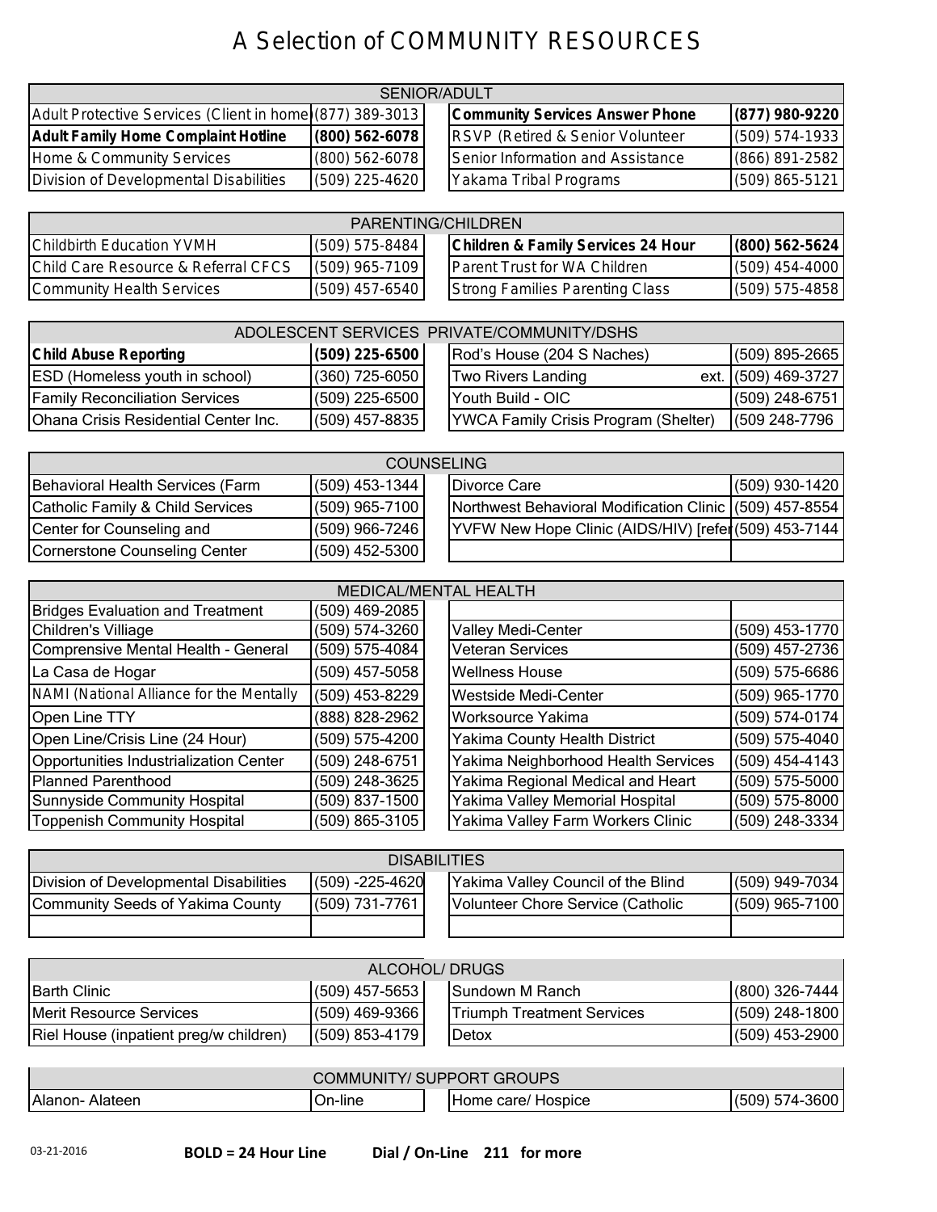# A Selection of COMMUNITY RESOURCES

| SENIOR/ADULT | | | |
|---|---|---|---|
| Adult Protective Services (Client in home) | (877) 389-3013 | **Community Services Answer Phone** | **(877) 980-9220** |
| **Adult Family Home Complaint Hotline** | **(800) 562-6078** | RSVP (Retired & Senior Volunteer | (509) 574-1933 |
| Home & Community Services | (800) 562-6078 | Senior Information and Assistance | (866) 891-2582 |
| Division of Developmental Disabilities | (509) 225-4620 | Yakama Tribal Programs | (509) 865-5121 |

| PARENTING/CHILDREN | | | |
|---|---|---|---|
| Childbirth Education YVMH | (509) 575-8484 | **Children & Family Services 24 Hour** | **(800) 562-5624** |
| Child Care Resource & Referral CFCS | (509) 965-7109 | Parent Trust for WA Children | (509) 454-4000 |
| Community Health Services | (509) 457-6540 | Strong Families Parenting Class | (509) 575-4858 |

| ADOLESCENT SERVICES PRIVATE/COMMUNITY/DSHS | | | |
|---|---|---|---|
| **Child Abuse Reporting** | **(509) 225-6500** | Rod's House (204 S Naches) | (509) 895-2665 |
| ESD (Homeless youth in school) | (360) 725-6050 | Two Rivers Landing ext. | (509) 469-3727 |
| Family Reconciliation Services | (509) 225-6500 | Youth Build - OIC | (509) 248-6751 |
| Ohana Crisis Residential Center Inc. | (509) 457-8835 | YWCA Family Crisis Program (Shelter) | (509 248-7796 |

| COUNSELING | | | |
|---|---|---|---|
| Behavioral Health Services (Farm | (509) 453-1344 | Divorce Care | (509) 930-1420 |
| Catholic Family & Child Services | (509) 965-7100 | Northwest Behavioral Modification Clinic | (509) 457-8554 |
| Center for Counseling and | (509) 966-7246 | YVFW New Hope Clinic (AIDS/HIV) [refer | (509) 453-7144 |
| Cornerstone Counseling Center | (509) 452-5300 | | |

| MEDICAL/MENTAL HEALTH | | | |
|---|---|---|---|
| Bridges Evaluation and Treatment | (509) 469-2085 | | |
| Children's Villiage | (509) 574-3260 | Valley Medi-Center | (509) 453-1770 |
| Comprensive Mental Health - General | (509) 575-4084 | Veteran Services | (509) 457-2736 |
| La Casa de Hogar | (509) 457-5058 | Wellness House | (509) 575-6686 |
| NAMI (National Alliance for the Mentally | (509) 453-8229 | Westside Medi-Center | (509) 965-1770 |
| Open Line TTY | (888) 828-2962 | Worksource Yakima | (509) 574-0174 |
| Open Line/Crisis Line (24 Hour) | (509) 575-4200 | Yakima County Health District | (509) 575-4040 |
| Opportunities Industrialization Center | (509) 248-6751 | Yakima Neighborhood Health Services | (509) 454-4143 |
| Planned Parenthood | (509) 248-3625 | Yakima Regional Medical and Heart | (509) 575-5000 |
| Sunnyside Community Hospital | (509) 837-1500 | Yakima Valley Memorial Hospital | (509) 575-8000 |
| Toppenish Community Hospital | (509) 865-3105 | Yakima Valley Farm Workers Clinic | (509) 248-3334 |

| DISABILITIES | | | |
|---|---|---|---|
| Division of Developmental Disabilities | (509) -225-4620 | Yakima Valley Council of the Blind | (509) 949-7034 |
| Community Seeds of Yakima County | (509) 731-7761 | Volunteer Chore Service (Catholic | (509) 965-7100 |
| | | | |

| ALCOHOL/ DRUGS | | | |
|---|---|---|---|
| Barth Clinic | (509) 457-5653 | Sundown M Ranch | (800) 326-7444 |
| Merit Resource Services | (509) 469-9366 | Triumph Treatment Services | (509) 248-1800 |
| Riel House (inpatient preg/w children) | (509) 853-4179 | Detox | (509) 453-2900 |

| COMMUNITY/ SUPPORT GROUPS | | | |
|---|---|---|---|
| Alanon- Alateen | On-line | Home care/ Hospice | (509) 574-3600 |

03-21-2016 **BOLD = 24 Hour Line** **Dial / On-Line 211 for more**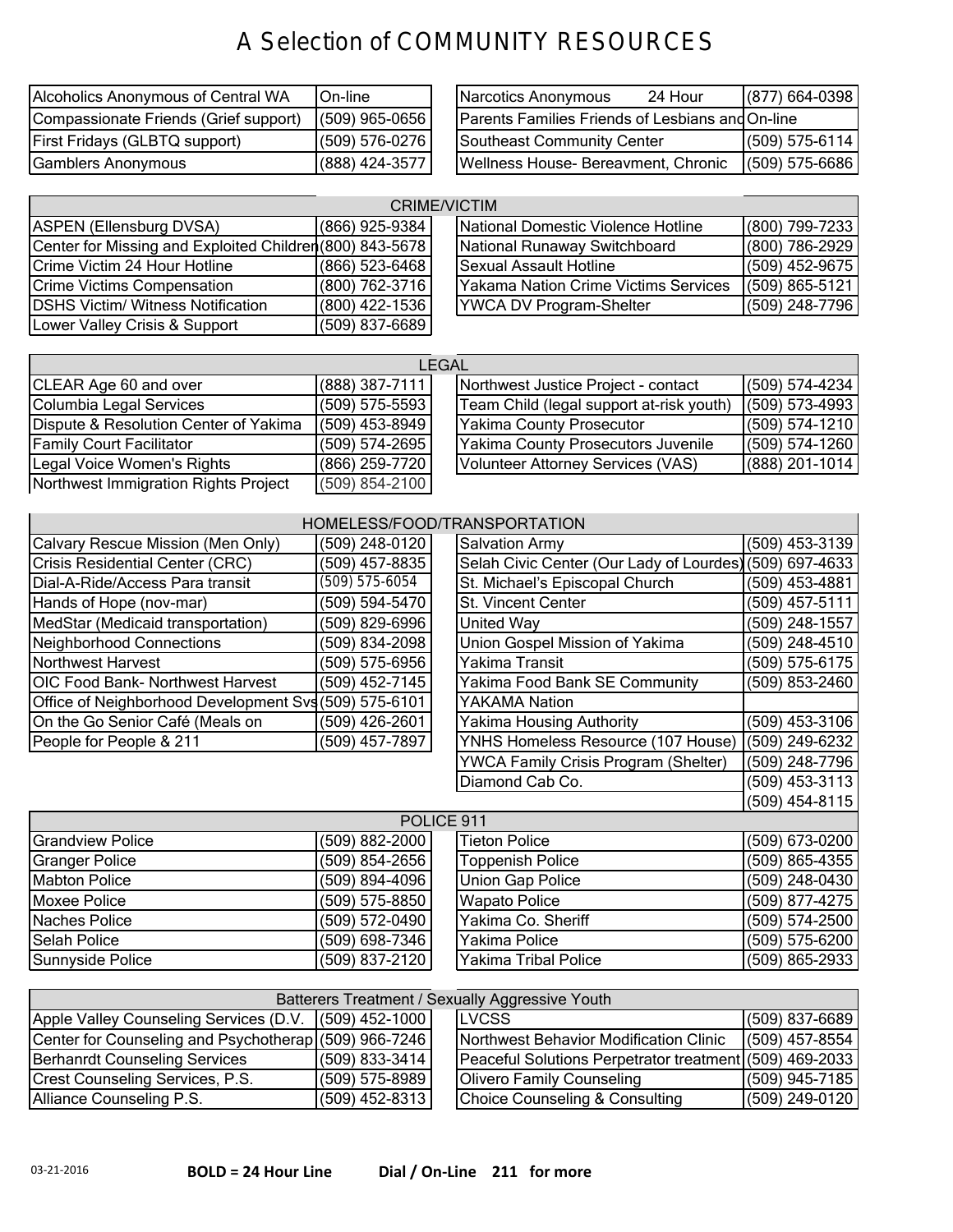# A Selection of COMMUNITY RESOURCES

| | | | |
|---|---|---|---|
| Alcoholics Anonymous of Central WA | On-line | Narcotics Anonymous 24 Hour | (877) 664-0398 |
| Compassionate Friends (Grief support) | (509) 965-0656 | Parents Families Friends of Lesbians and | On-line |
| First Fridays (GLBTQ support) | (509) 576-0276 | Southeast Community Center | (509) 575-6114 |
| Gamblers Anonymous | (888) 424-3577 | Wellness House- Bereavment, Chronic | (509) 575-6686 |

| CRIME/VICTIM | | | |
|---|---|---|---|
| ASPEN (Ellensburg DVSA) | (866) 925-9384 | National Domestic Violence Hotline | (800) 799-7233 |
| Center for Missing and Exploited Children | (800) 843-5678 | National Runaway Switchboard | (800) 786-2929 |
| Crime Victim 24 Hour Hotline | (866) 523-6468 | Sexual Assault Hotline | (509) 452-9675 |
| Crime Victims Compensation | (800) 762-3716 | Yakama Nation Crime Victims Services | (509) 865-5121 |
| DSHS Victim/ Witness Notification | (800) 422-1536 | YWCA DV Program-Shelter | (509) 248-7796 |
| Lower Valley Crisis & Support | (509) 837-6689 | | |

| LEGAL | | | |
|---|---|---|---|
| CLEAR Age 60 and over | (888) 387-7111 | Northwest Justice Project - contact | (509) 574-4234 |
| Columbia Legal Services | (509) 575-5593 | Team Child (legal support at-risk youth) | (509) 573-4993 |
| Dispute & Resolution Center of Yakima | (509) 453-8949 | Yakima County Prosecutor | (509) 574-1210 |
| Family Court Facilitator | (509) 574-2695 | Yakima County Prosecutors Juvenile | (509) 574-1260 |
| Legal Voice Women's Rights | (866) 259-7720 | Volunteer Attorney Services (VAS) | (888) 201-1014 |
| Northwest Immigration Rights Project | (509) 854-2100 | | |

| HOMELESS/FOOD/TRANSPORTATION | | | |
|---|---|---|---|
| Calvary Rescue Mission (Men Only) | (509) 248-0120 | Salvation Army | (509) 453-3139 |
| Crisis Residential Center (CRC) | (509) 457-8835 | Selah Civic Center (Our Lady of Lourdes) | (509) 697-4633 |
| Dial-A-Ride/Access Para transit | (509) 575-6054 | St. Michael's Episcopal Church | (509) 453-4881 |
| Hands of Hope (nov-mar) | (509) 594-5470 | St. Vincent Center | (509) 457-5111 |
| MedStar (Medicaid transportation) | (509) 829-6996 | United Way | (509) 248-1557 |
| Neighborhood Connections | (509) 834-2098 | Union Gospel Mission of Yakima | (509) 248-4510 |
| Northwest Harvest | (509) 575-6956 | Yakima Transit | (509) 575-6175 |
| OIC Food Bank- Northwest Harvest | (509) 452-7145 | Yakima Food Bank SE Community | (509) 853-2460 |
| Office of Neighborhood Development Svs | (509) 575-6101 | YAKAMA Nation | |
| On the Go Senior Café (Meals on | (509) 426-2601 | Yakima Housing Authority | (509) 453-3106 |
| People for People & 211 | (509) 457-7897 | YNHS Homeless Resource (107 House) | (509) 249-6232 |
| | | YWCA Family Crisis Program (Shelter) | (509) 248-7796 |
| | | Diamond Cab Co. | (509) 453-3113 |
| | | | (509) 454-8115 |

| POLICE 911 | | | |
|---|---|---|---|
| Grandview Police | (509) 882-2000 | Tieton Police | (509) 673-0200 |
| Granger Police | (509) 854-2656 | Toppenish Police | (509) 865-4355 |
| Mabton Police | (509) 894-4096 | Union Gap Police | (509) 248-0430 |
| Moxee Police | (509) 575-8850 | Wapato Police | (509) 877-4275 |
| Naches Police | (509) 572-0490 | Yakima Co. Sheriff | (509) 574-2500 |
| Selah Police | (509) 698-7346 | Yakima Police | (509) 575-6200 |
| Sunnyside Police | (509) 837-2120 | Yakima Tribal Police | (509) 865-2933 |

| Batterers Treatment / Sexually Aggressive Youth | | | |
|---|---|---|---|
| Apple Valley Counseling Services (D.V. | (509) 452-1000 | LVCSS | (509) 837-6689 |
| Center for Counseling and Psychotherap | (509) 966-7246 | Northwest Behavior Modification Clinic | (509) 457-8554 |
| Berhanrdt Counseling Services | (509) 833-3414 | Peaceful Solutions Perpetrator treatment | (509) 469-2033 |
| Crest Counseling Services, P.S. | (509) 575-8989 | Olivero Family Counseling | (509) 945-7185 |
| Alliance Counseling P.S. | (509) 452-8313 | Choice Counseling & Consulting | (509) 249-0120 |

03-21-2016 **BOLD = 24 Hour Line** **Dial / On-Line 211 for more**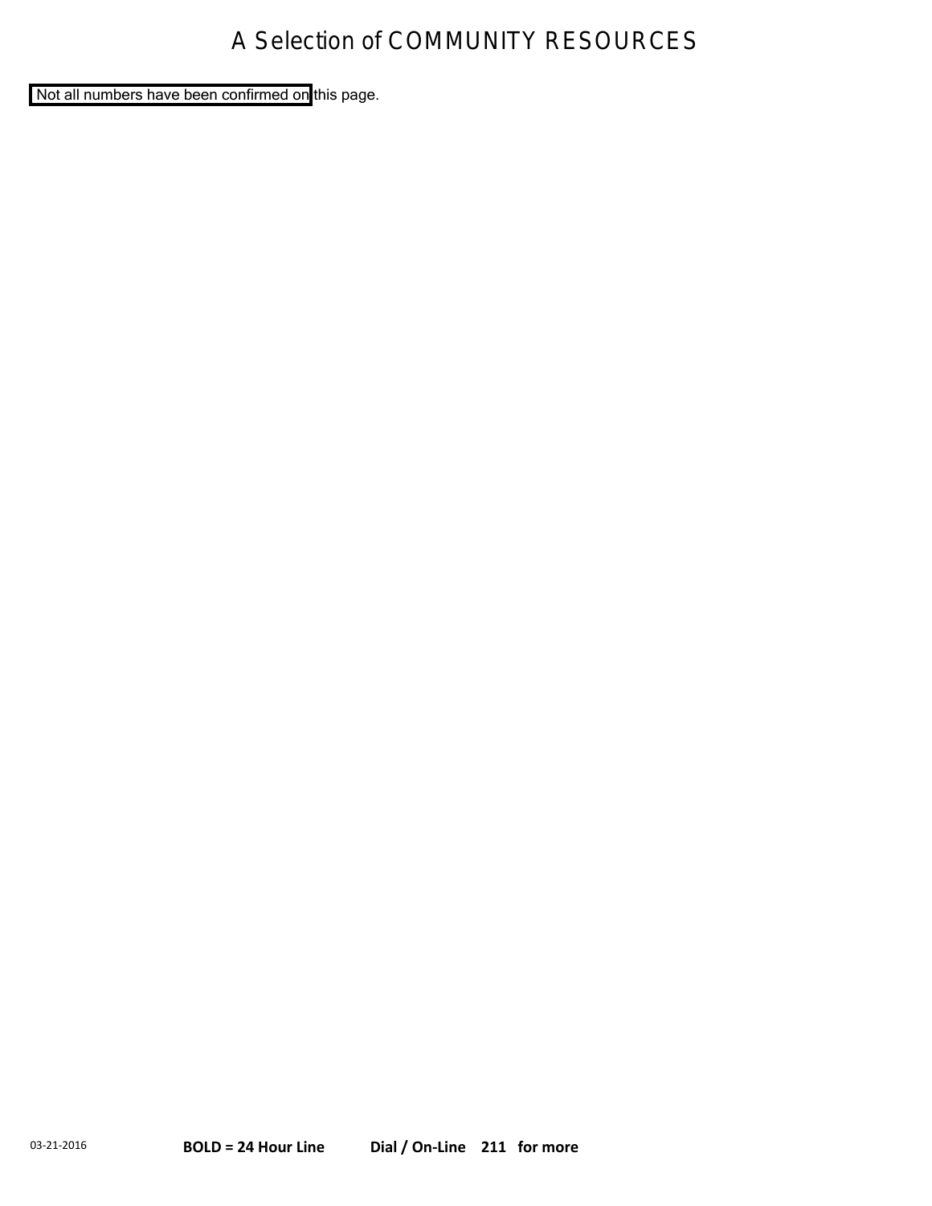# A Selection of COMMUNITY RESOURCES

Not all numbers have been confirmed on this page.